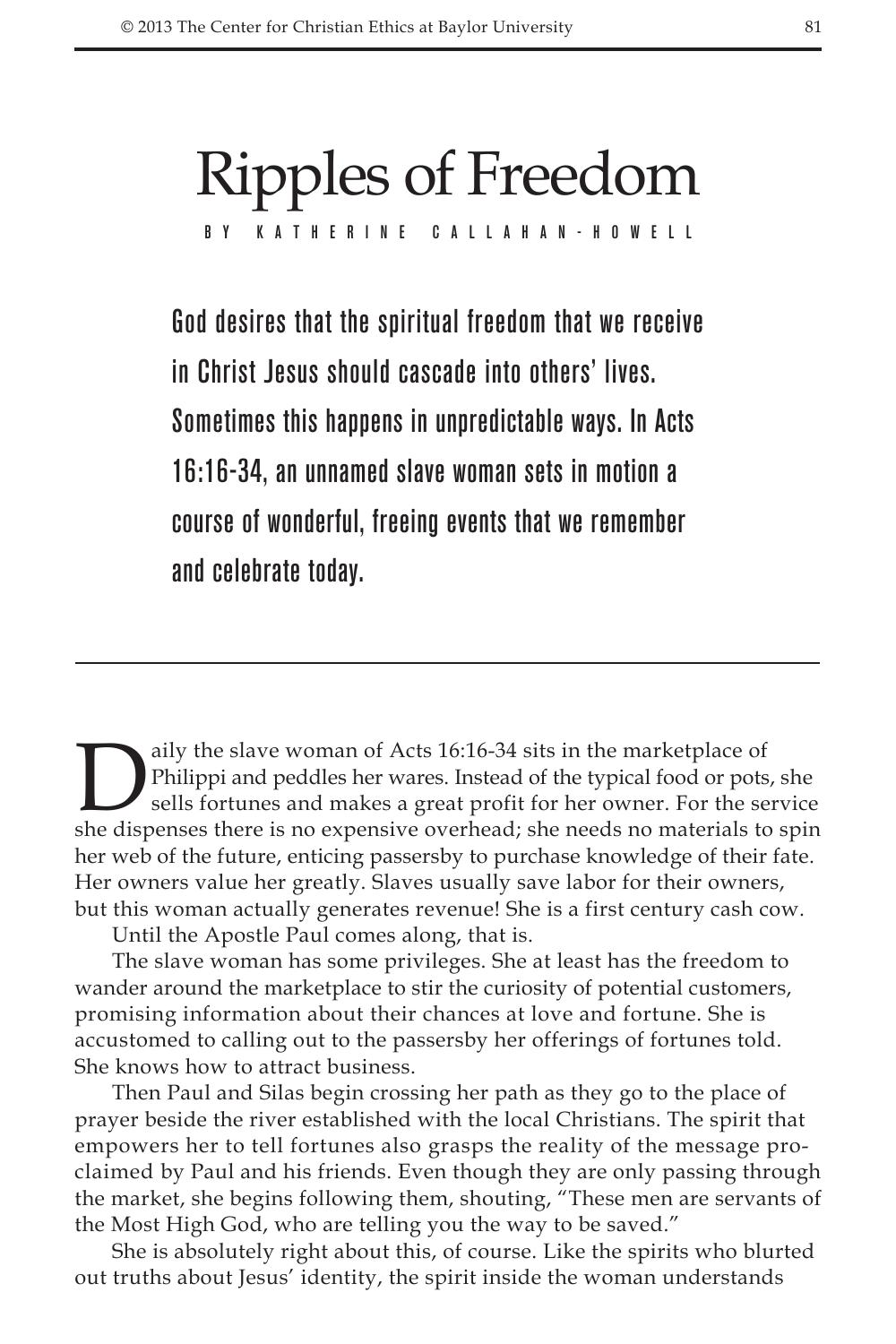# Ripples of Freedom

BY KATHERINE CALLAHAN-HOWELL

**God desires that the spiritual freedom that we receive in Christ Jesus should cascade into others' lives. Sometimes this happens in unpredictable ways. In Acts 16:16-34, an unnamed slave woman sets in motion a course of wonderful, freeing events that we remember and celebrate today.**

---

Daily the slave woman of Acts 16:16-34 sits in the marketplace of Philippi and peddles her wares. Instead of the typical food or pots, she sells fortunes and makes a great profit for her owner. For the service she dispenses there is no expensive overhead; she needs no materials to spin her web of the future, enticing passersby to purchase knowledge of their fate. Her owners value her greatly. Slaves usually save labor for their owners, but this woman actually generates revenue! She is a first century cash cow.

Until the Apostle Paul comes along, that is.

The slave woman has some privileges. She at least has the freedom to wander around the marketplace to stir the curiosity of potential customers, promising information about their chances at love and fortune. She is accustomed to calling out to the passersby her offerings of fortunes told. She knows how to attract business.

Then Paul and Silas begin crossing her path as they go to the place of prayer beside the river established with the local Christians. The spirit that empowers her to tell fortunes also grasps the reality of the message proclaimed by Paul and his friends. Even though they are only passing through the market, she begins following them, shouting, "These men are servants of the Most High God, who are telling you the way to be saved."

She is absolutely right about this, of course. Like the spirits who blurted out truths about Jesus' identity, the spirit inside the woman understands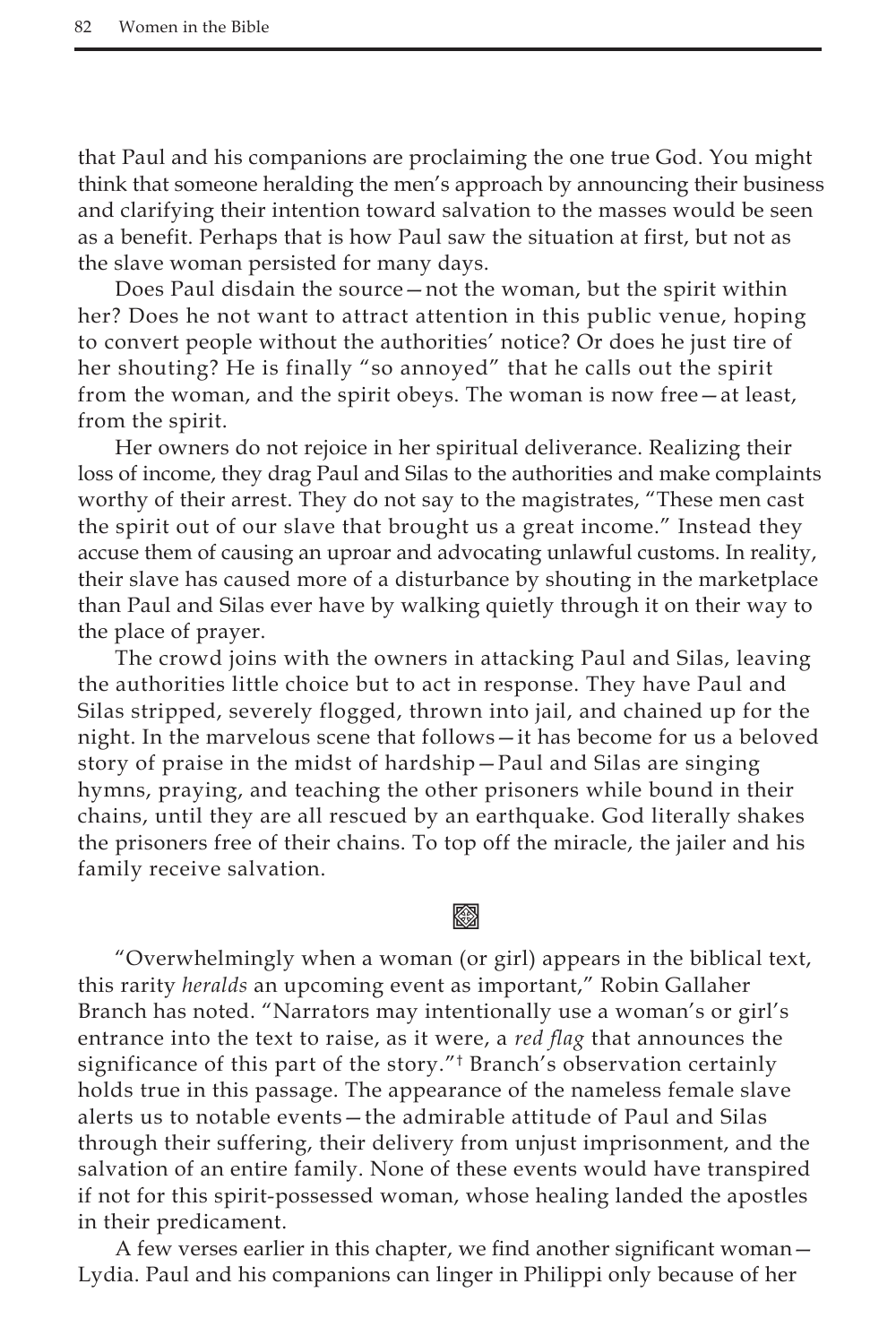that Paul and his companions are proclaiming the one true God. You might think that someone heralding the men's approach by announcing their business and clarifying their intention toward salvation to the masses would be seen as a benefit. Perhaps that is how Paul saw the situation at first, but not as the slave woman persisted for many days.

Does Paul disdain the source—not the woman, but the spirit within her? Does he not want to attract attention in this public venue, hoping to convert people without the authorities' notice? Or does he just tire of her shouting? He is finally "so annoyed" that he calls out the spirit from the woman, and the spirit obeys. The woman is now free—at least, from the spirit.

Her owners do not rejoice in her spiritual deliverance. Realizing their loss of income, they drag Paul and Silas to the authorities and make complaints worthy of their arrest. They do not say to the magistrates, "These men cast the spirit out of our slave that brought us a great income." Instead they accuse them of causing an uproar and advocating unlawful customs. In reality, their slave has caused more of a disturbance by shouting in the marketplace than Paul and Silas ever have by walking quietly through it on their way to the place of prayer.

The crowd joins with the owners in attacking Paul and Silas, leaving the authorities little choice but to act in response. They have Paul and Silas stripped, severely flogged, thrown into jail, and chained up for the night. In the marvelous scene that follows—it has become for us a beloved story of praise in the midst of hardship—Paul and Silas are singing hymns, praying, and teaching the other prisoners while bound in their chains, until they are all rescued by an earthquake. God literally shakes the prisoners free of their chains. To top off the miracle, the jailer and his family receive salvation.

---

"Overwhelmingly when a woman (or girl) appears in the biblical text, this rarity *heralds* an upcoming event as important," Robin Gallaher Branch has noted. "Narrators may intentionally use a woman's or girl's entrance into the text to raise, as it were, a *red flag* that announces the significance of this part of the story."† Branch's observation certainly holds true in this passage. The appearance of the nameless female slave alerts us to notable events—the admirable attitude of Paul and Silas through their suffering, their delivery from unjust imprisonment, and the salvation of an entire family. None of these events would have transpired if not for this spirit-possessed woman, whose healing landed the apostles in their predicament.

A few verses earlier in this chapter, we find another significant woman—Lydia. Paul and his companions can linger in Philippi only because of her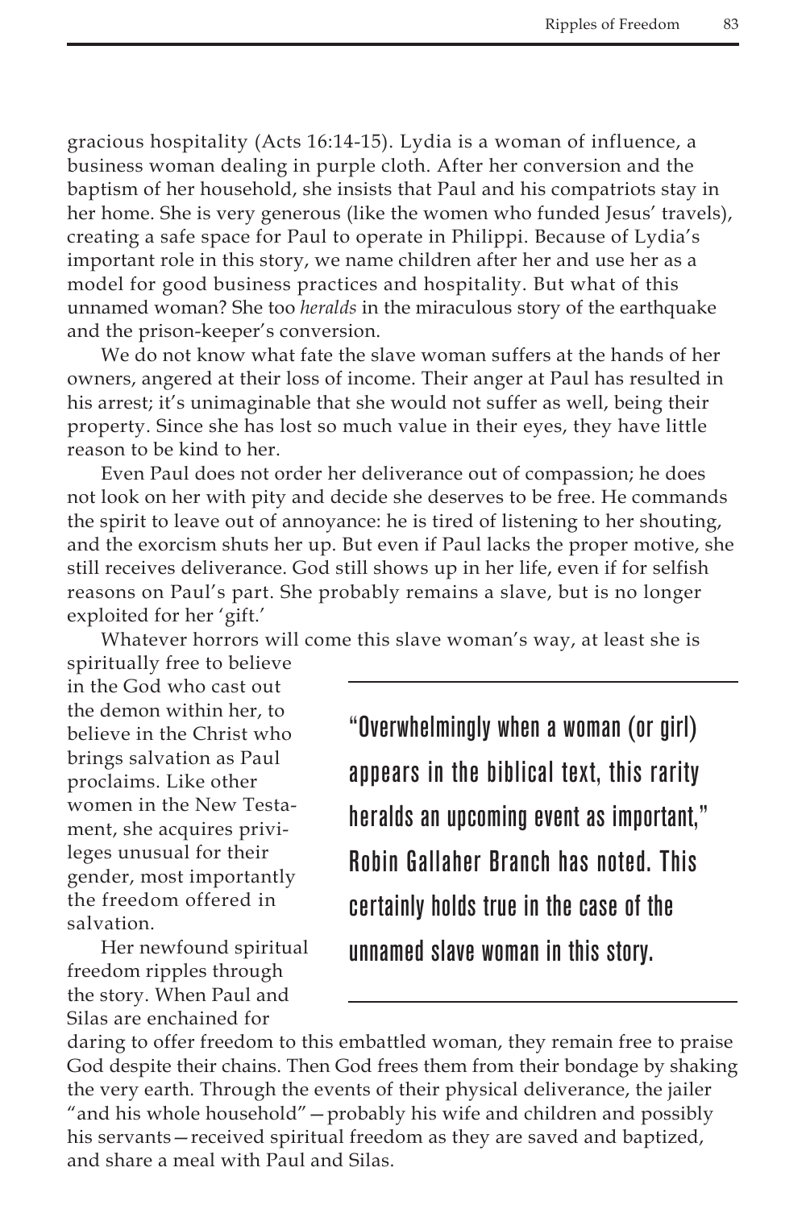gracious hospitality (Acts 16:14-15). Lydia is a woman of influence, a business woman dealing in purple cloth. After her conversion and the baptism of her household, she insists that Paul and his compatriots stay in her home. She is very generous (like the women who funded Jesus' travels), creating a safe space for Paul to operate in Philippi. Because of Lydia's important role in this story, we name children after her and use her as a model for good business practices and hospitality. But what of this unnamed woman? She too *heralds* in the miraculous story of the earthquake and the prison-keeper's conversion.

We do not know what fate the slave woman suffers at the hands of her owners, angered at their loss of income. Their anger at Paul has resulted in his arrest; it's unimaginable that she would not suffer as well, being their property. Since she has lost so much value in their eyes, they have little reason to be kind to her.

Even Paul does not order her deliverance out of compassion; he does not look on her with pity and decide she deserves to be free. He commands the spirit to leave out of annoyance: he is tired of listening to her shouting, and the exorcism shuts her up. But even if Paul lacks the proper motive, she still receives deliverance. God still shows up in her life, even if for selfish reasons on Paul's part. She probably remains a slave, but is no longer exploited for her 'gift.'

Whatever horrors will come this slave woman's way, at least she is spiritually free to believe in the God who cast out the demon within her, to believe in the Christ who brings salvation as Paul proclaims. Like other women in the New Testament, she acquires privileges unusual for their gender, most importantly the freedom offered in salvation.

Her newfound spiritual freedom ripples through the story. When Paul and Silas are enchained for daring to offer freedom to this embattled woman, they remain free to praise God despite their chains. Then God frees them from their bondage by shaking the very earth. Through the events of their physical deliverance, the jailer "and his whole household"—probably his wife and children and possibly his servants—received spiritual freedom as they are saved and baptized, and share a meal with Paul and Silas.

> "Overwhelmingly when a woman (or girl) appears in the biblical text, this rarity heralds an upcoming event as important," Robin Gallaher Branch has noted. This certainly holds true in the case of the unnamed slave woman in this story.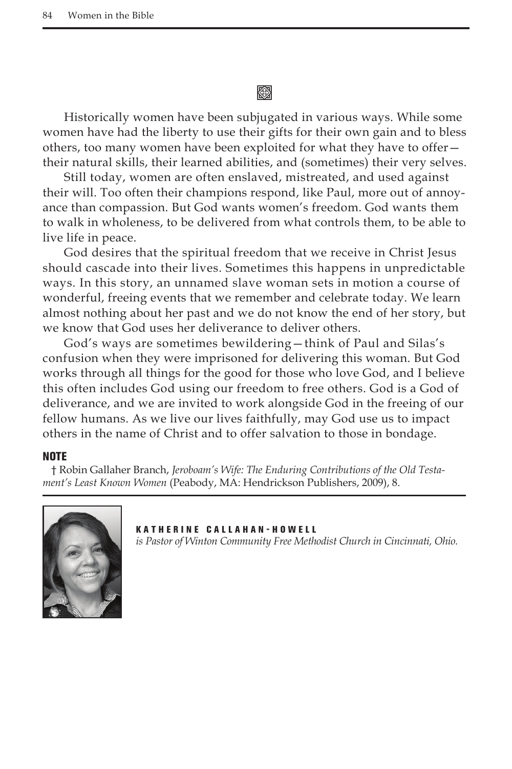Historically women have been subjugated in various ways. While some women have had the liberty to use their gifts for their own gain and to bless others, too many women have been exploited for what they have to offer—their natural skills, their learned abilities, and (sometimes) their very selves.

Still today, women are often enslaved, mistreated, and used against their will. Too often their champions respond, like Paul, more out of annoyance than compassion. But God wants women's freedom. God wants them to walk in wholeness, to be delivered from what controls them, to be able to live life in peace.

God desires that the spiritual freedom that we receive in Christ Jesus should cascade into their lives. Sometimes this happens in unpredictable ways. In this story, an unnamed slave woman sets in motion a course of wonderful, freeing events that we remember and celebrate today. We learn almost nothing about her past and we do not know the end of her story, but we know that God uses her deliverance to deliver others.

God's ways are sometimes bewildering—think of Paul and Silas's confusion when they were imprisoned for delivering this woman. But God works through all things for the good for those who love God, and I believe this often includes God using our freedom to free others. God is a God of deliverance, and we are invited to work alongside God in the freeing of our fellow humans. As we live our lives faithfully, may God use us to impact others in the name of Christ and to offer salvation to those in bondage.

## NOTE

† Robin Gallaher Branch, *Jeroboam's Wife: The Enduring Contributions of the Old Testament's Least Known Women* (Peabody, MA: Hendrickson Publishers, 2009), 8.

**KATHERINE CALLAHAN-HOWELL**
*is Pastor of Winton Community Free Methodist Church in Cincinnati, Ohio.*